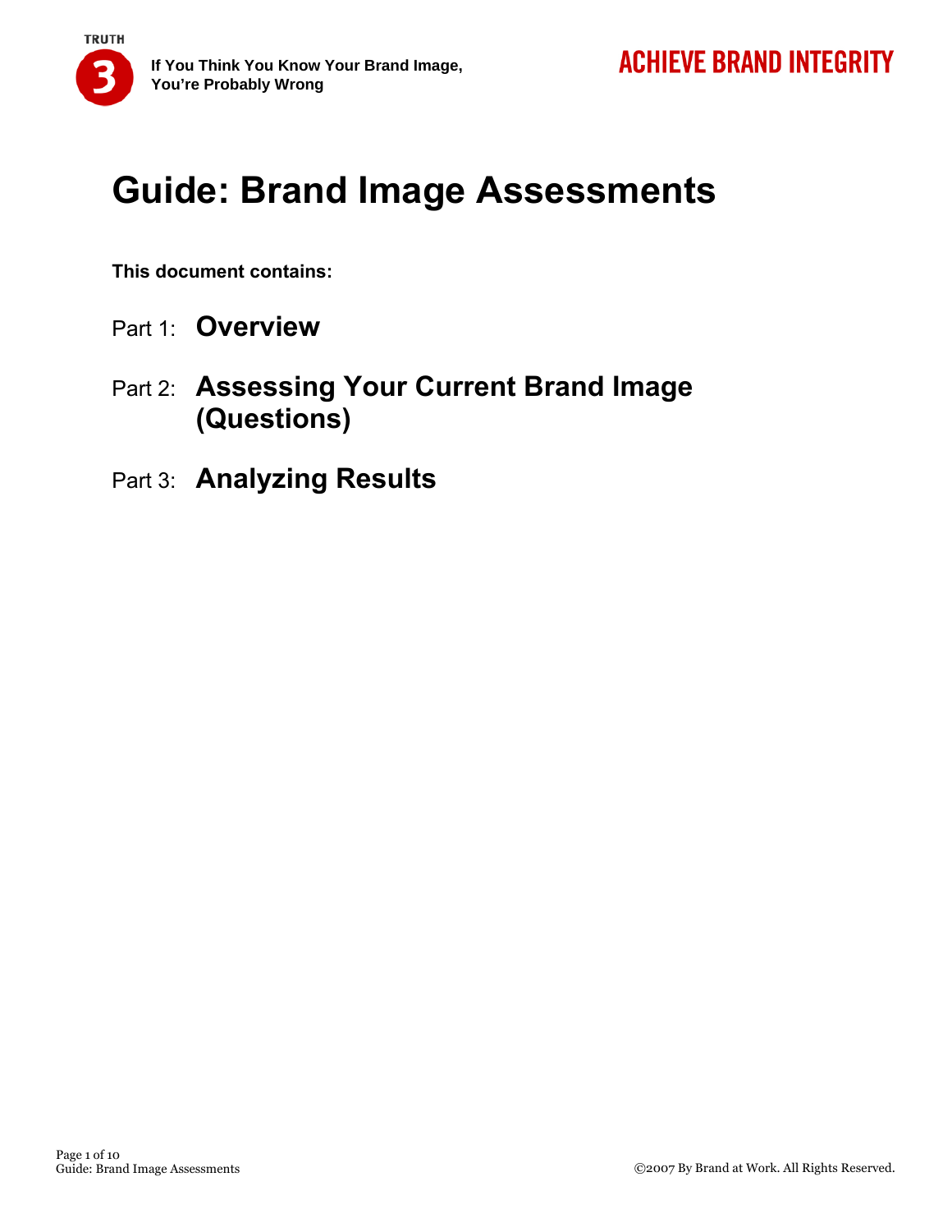# Guide: Brand Image Assessments

**This document contains:**

Part 1: **Overview**

Part 2: **Assessing Your Current Brand Image (Questions)**

Part 3: **Analyzing Results**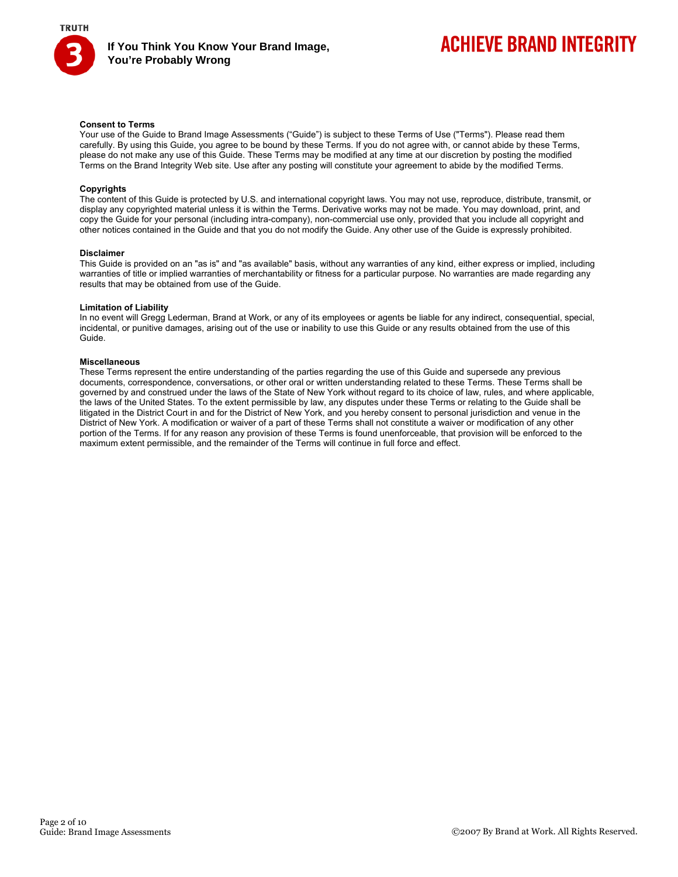### Consent to Terms

Your use of the Guide to Brand Image Assessments ("Guide") is subject to these Terms of Use ("Terms"). Please read them carefully. By using this Guide, you agree to be bound by these Terms. If you do not agree with, or cannot abide by these Terms, please do not make any use of this Guide. These Terms may be modified at any time at our discretion by posting the modified Terms on the Brand Integrity Web site. Use after any posting will constitute your agreement to abide by the modified Terms.

### Copyrights

The content of this Guide is protected by U.S. and international copyright laws. You may not use, reproduce, distribute, transmit, or display any copyrighted material unless it is within the Terms. Derivative works may not be made. You may download, print, and copy the Guide for your personal (including intra-company), non-commercial use only, provided that you include all copyright and other notices contained in the Guide and that you do not modify the Guide. Any other use of the Guide is expressly prohibited.

### Disclaimer

This Guide is provided on an "as is" and "as available" basis, without any warranties of any kind, either express or implied, including warranties of title or implied warranties of merchantability or fitness for a particular purpose. No warranties are made regarding any results that may be obtained from use of the Guide.

### Limitation of Liability

In no event will Gregg Lederman, Brand at Work, or any of its employees or agents be liable for any indirect, consequential, special, incidental, or punitive damages, arising out of the use or inability to use this Guide or any results obtained from the use of this Guide.

### Miscellaneous

These Terms represent the entire understanding of the parties regarding the use of this Guide and supersede any previous documents, correspondence, conversations, or other oral or written understanding related to these Terms. These Terms shall be governed by and construed under the laws of the State of New York without regard to its choice of law, rules, and where applicable, the laws of the United States. To the extent permissible by law, any disputes under these Terms or relating to the Guide shall be litigated in the District Court in and for the District of New York, and you hereby consent to personal jurisdiction and venue in the District of New York. A modification or waiver of a part of these Terms shall not constitute a waiver or modification of any other portion of the Terms. If for any reason any provision of these Terms is found unenforceable, that provision will be enforced to the maximum extent permissible, and the remainder of the Terms will continue in full force and effect.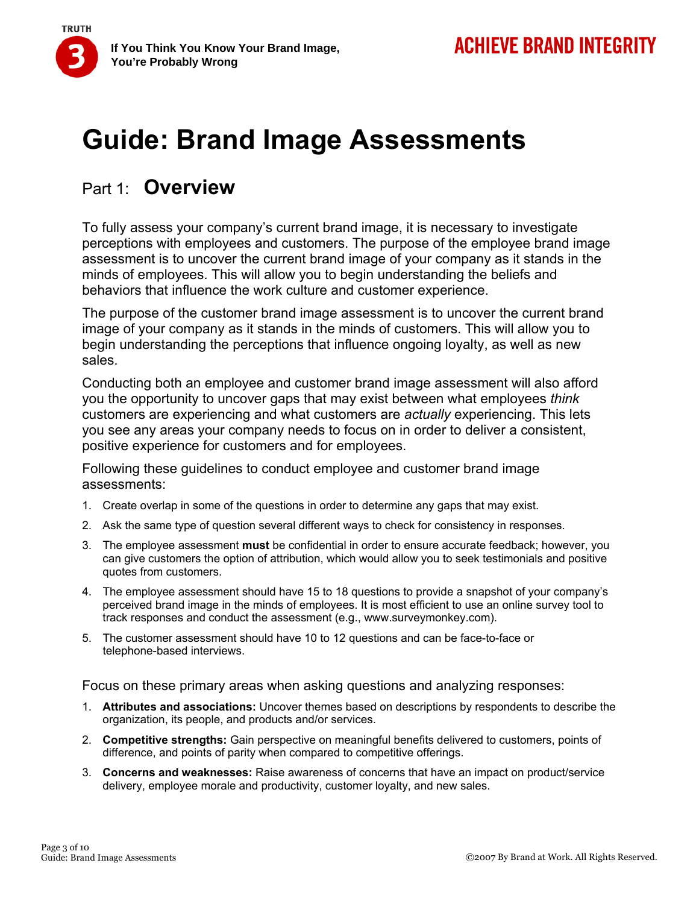# Guide: Brand Image Assessments

## Part 1: **Overview**

To fully assess your company's current brand image, it is necessary to investigate perceptions with employees and customers. The purpose of the employee brand image assessment is to uncover the current brand image of your company as it stands in the minds of employees. This will allow you to begin understanding the beliefs and behaviors that influence the work culture and customer experience.

The purpose of the customer brand image assessment is to uncover the current brand image of your company as it stands in the minds of customers. This will allow you to begin understanding the perceptions that influence ongoing loyalty, as well as new sales.

Conducting both an employee and customer brand image assessment will also afford you the opportunity to uncover gaps that may exist between what employees *think* customers are experiencing and what customers are *actually* experiencing. This lets you see any areas your company needs to focus on in order to deliver a consistent, positive experience for customers and for employees.

Following these guidelines to conduct employee and customer brand image assessments:

1. Create overlap in some of the questions in order to determine any gaps that may exist.
2. Ask the same type of question several different ways to check for consistency in responses.
3. The employee assessment **must** be confidential in order to ensure accurate feedback; however, you can give customers the option of attribution, which would allow you to seek testimonials and positive quotes from customers.
4. The employee assessment should have 15 to 18 questions to provide a snapshot of your company's perceived brand image in the minds of employees. It is most efficient to use an online survey tool to track responses and conduct the assessment (e.g., www.surveymonkey.com).
5. The customer assessment should have 10 to 12 questions and can be face-to-face or telephone-based interviews.

Focus on these primary areas when asking questions and analyzing responses:

1. **Attributes and associations:** Uncover themes based on descriptions by respondents to describe the organization, its people, and products and/or services.
2. **Competitive strengths:** Gain perspective on meaningful benefits delivered to customers, points of difference, and points of parity when compared to competitive offerings.
3. **Concerns and weaknesses:** Raise awareness of concerns that have an impact on product/service delivery, employee morale and productivity, customer loyalty, and new sales.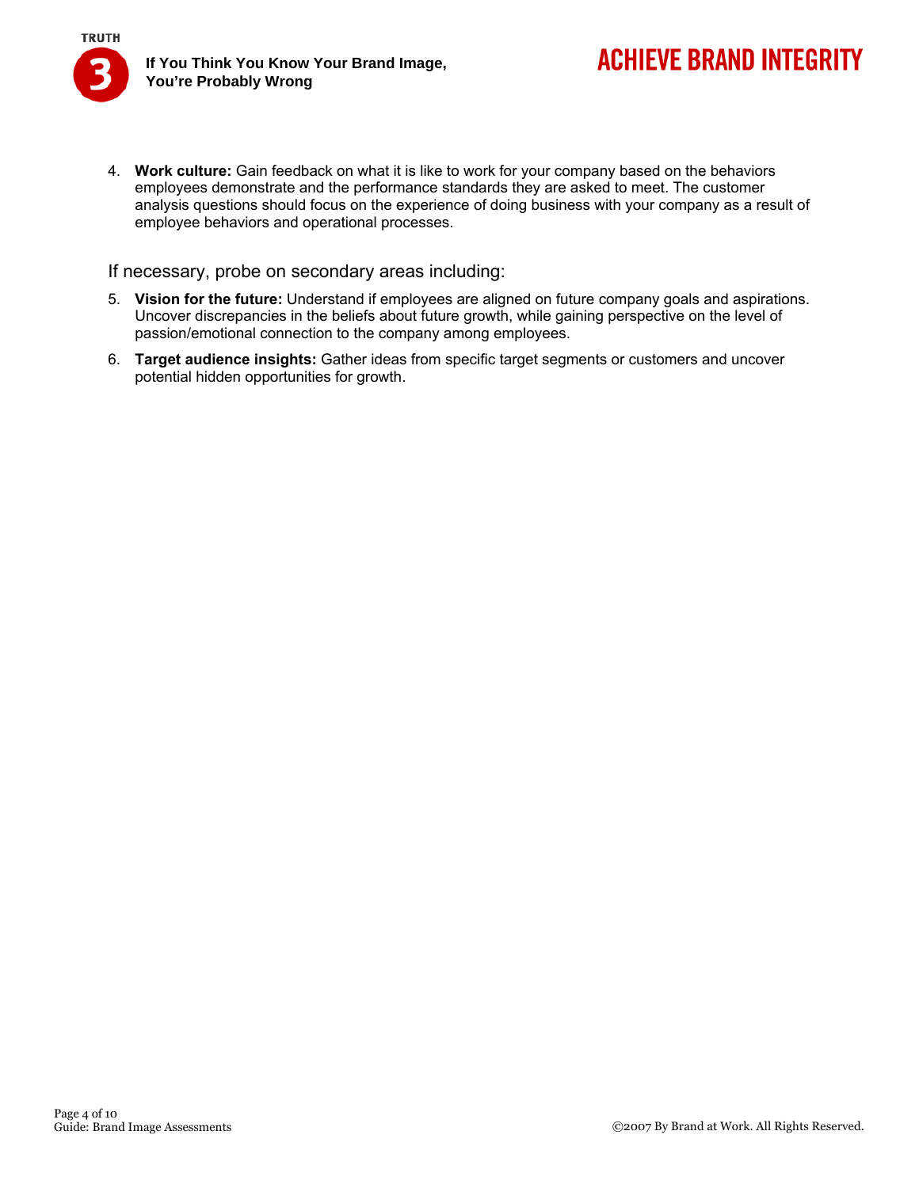4. **Work culture:** Gain feedback on what it is like to work for your company based on the behaviors employees demonstrate and the performance standards they are asked to meet. The customer analysis questions should focus on the experience of doing business with your company as a result of employee behaviors and operational processes.

If necessary, probe on secondary areas including:

5. **Vision for the future:** Understand if employees are aligned on future company goals and aspirations. Uncover discrepancies in the beliefs about future growth, while gaining perspective on the level of passion/emotional connection to the company among employees.
6. **Target audience insights:** Gather ideas from specific target segments or customers and uncover potential hidden opportunities for growth.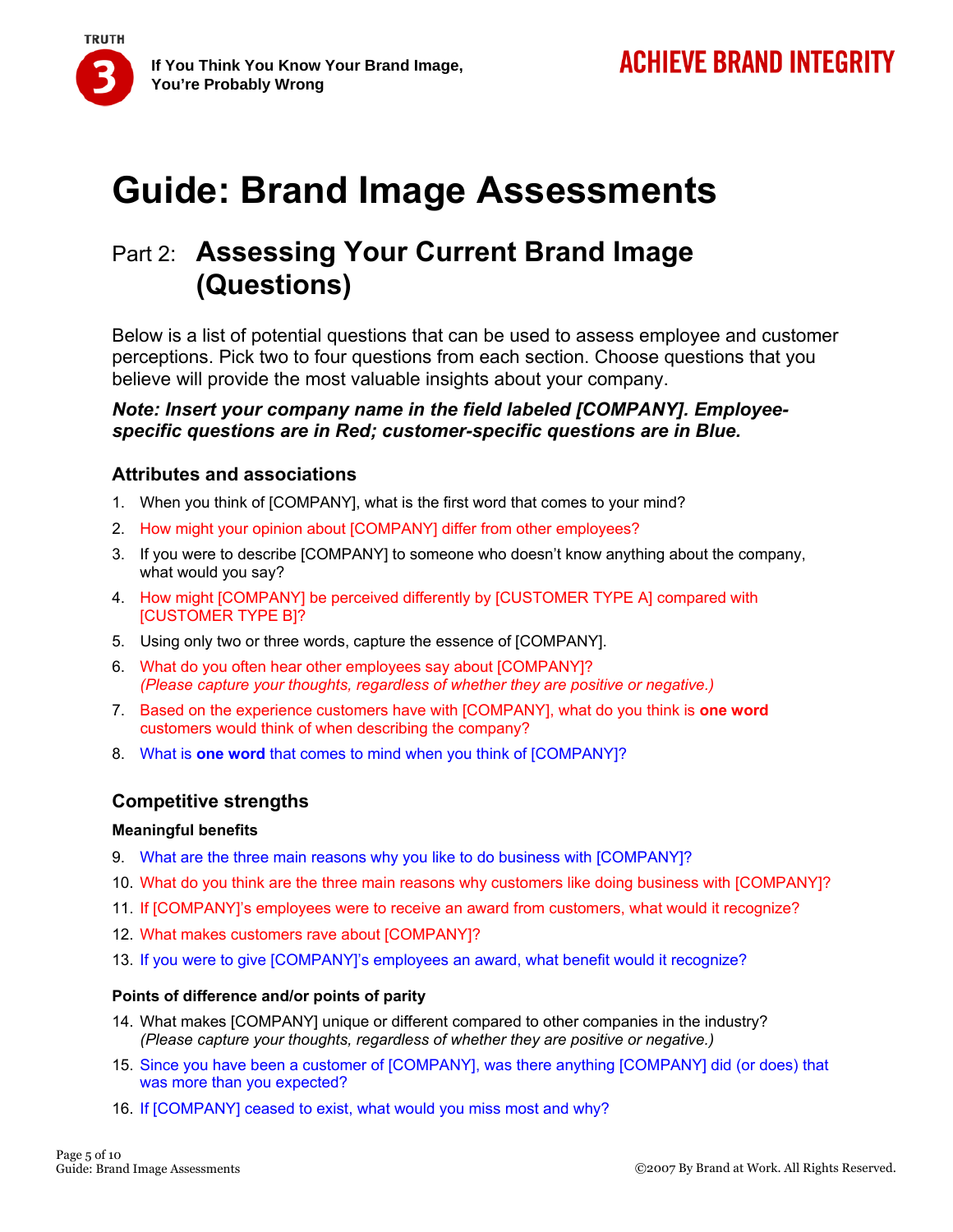# Guide: Brand Image Assessments

## Part 2: Assessing Your Current Brand Image (Questions)

Below is a list of potential questions that can be used to assess employee and customer perceptions. Pick two to four questions from each section. Choose questions that you believe will provide the most valuable insights about your company.

***Note: Insert your company name in the field labeled [COMPANY]. Employee-specific questions are in Red; customer-specific questions are in Blue.***

### Attributes and associations

1. When you think of [COMPANY], what is the first word that comes to your mind?
2. How might your opinion about [COMPANY] differ from other employees?
3. If you were to describe [COMPANY] to someone who doesn't know anything about the company, what would you say?
4. How might [COMPANY] be perceived differently by [CUSTOMER TYPE A] compared with [CUSTOMER TYPE B]?
5. Using only two or three words, capture the essence of [COMPANY].
6. What do you often hear other employees say about [COMPANY]?
   *(Please capture your thoughts, regardless of whether they are positive or negative.)*
7. Based on the experience customers have with [COMPANY], what do you think is **one word** customers would think of when describing the company?
8. What is **one word** that comes to mind when you think of [COMPANY]?

### Competitive strengths

#### Meaningful benefits

9. What are the three main reasons why you like to do business with [COMPANY]?
10. What do you think are the three main reasons why customers like doing business with [COMPANY]?
11. If [COMPANY]'s employees were to receive an award from customers, what would it recognize?
12. What makes customers rave about [COMPANY]?
13. If you were to give [COMPANY]'s employees an award, what benefit would it recognize?

#### Points of difference and/or points of parity

14. What makes [COMPANY] unique or different compared to other companies in the industry?
    *(Please capture your thoughts, regardless of whether they are positive or negative.)*
15. Since you have been a customer of [COMPANY], was there anything [COMPANY] did (or does) that was more than you expected?
16. If [COMPANY] ceased to exist, what would you miss most and why?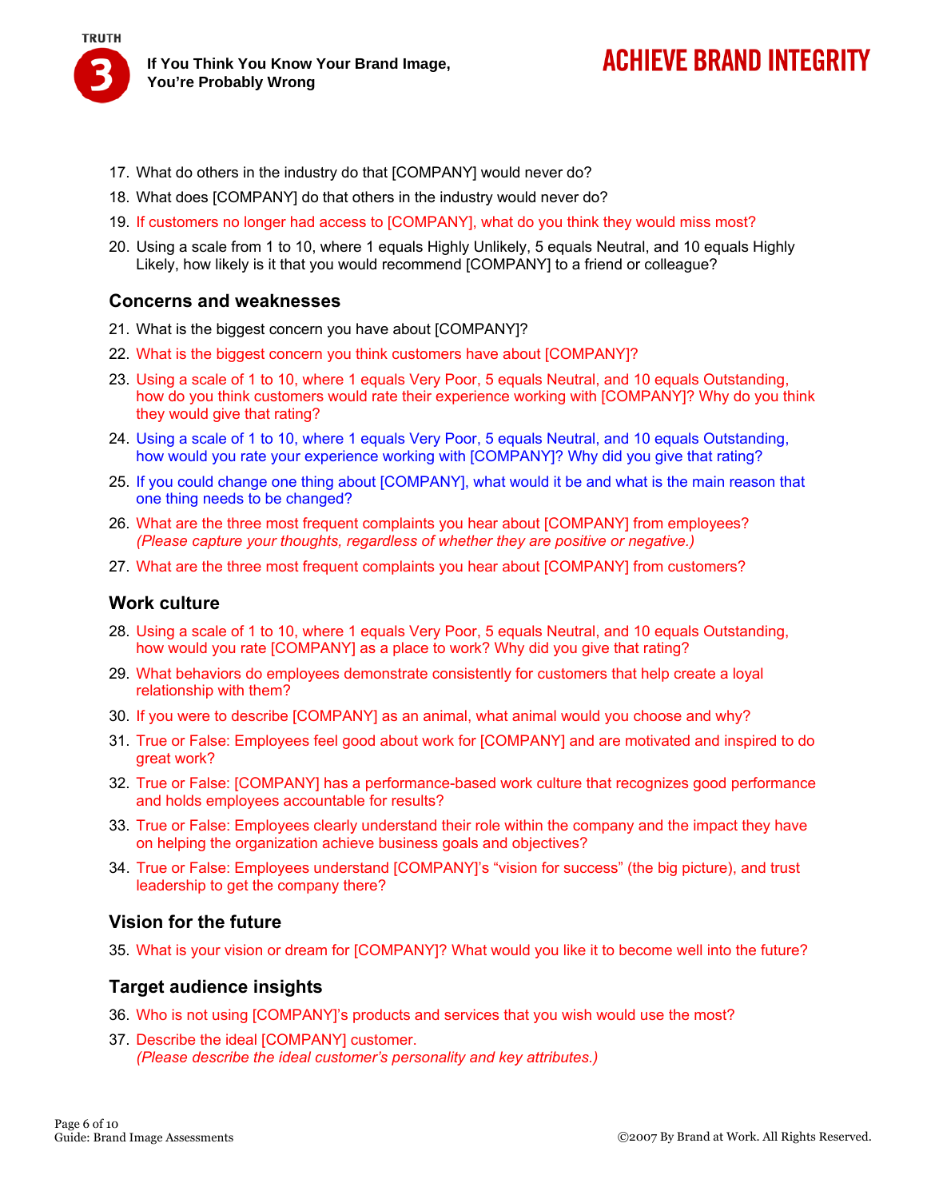17. What do others in the industry do that [COMPANY] would never do?
18. What does [COMPANY] do that others in the industry would never do?
19. If customers no longer had access to [COMPANY], what do you think they would miss most?
20. Using a scale from 1 to 10, where 1 equals Highly Unlikely, 5 equals Neutral, and 10 equals Highly Likely, how likely is it that you would recommend [COMPANY] to a friend or colleague?

### Concerns and weaknesses

21. What is the biggest concern you have about [COMPANY]?
22. What is the biggest concern you think customers have about [COMPANY]?
23. Using a scale of 1 to 10, where 1 equals Very Poor, 5 equals Neutral, and 10 equals Outstanding, how do you think customers would rate their experience working with [COMPANY]? Why do you think they would give that rating?
24. Using a scale of 1 to 10, where 1 equals Very Poor, 5 equals Neutral, and 10 equals Outstanding, how would you rate your experience working with [COMPANY]? Why did you give that rating?
25. If you could change one thing about [COMPANY], what would it be and what is the main reason that one thing needs to be changed?
26. What are the three most frequent complaints you hear about [COMPANY] from employees? *(Please capture your thoughts, regardless of whether they are positive or negative.)*
27. What are the three most frequent complaints you hear about [COMPANY] from customers?

### Work culture

28. Using a scale of 1 to 10, where 1 equals Very Poor, 5 equals Neutral, and 10 equals Outstanding, how would you rate [COMPANY] as a place to work? Why did you give that rating?
29. What behaviors do employees demonstrate consistently for customers that help create a loyal relationship with them?
30. If you were to describe [COMPANY] as an animal, what animal would you choose and why?
31. True or False: Employees feel good about work for [COMPANY] and are motivated and inspired to do great work?
32. True or False: [COMPANY] has a performance-based work culture that recognizes good performance and holds employees accountable for results?
33. True or False: Employees clearly understand their role within the company and the impact they have on helping the organization achieve business goals and objectives?
34. True or False: Employees understand [COMPANY]'s "vision for success" (the big picture), and trust leadership to get the company there?

### Vision for the future

35. What is your vision or dream for [COMPANY]? What would you like it to become well into the future?

### Target audience insights

36. Who is not using [COMPANY]'s products and services that you wish would use the most?
37. Describe the ideal [COMPANY] customer.
*(Please describe the ideal customer's personality and key attributes.)*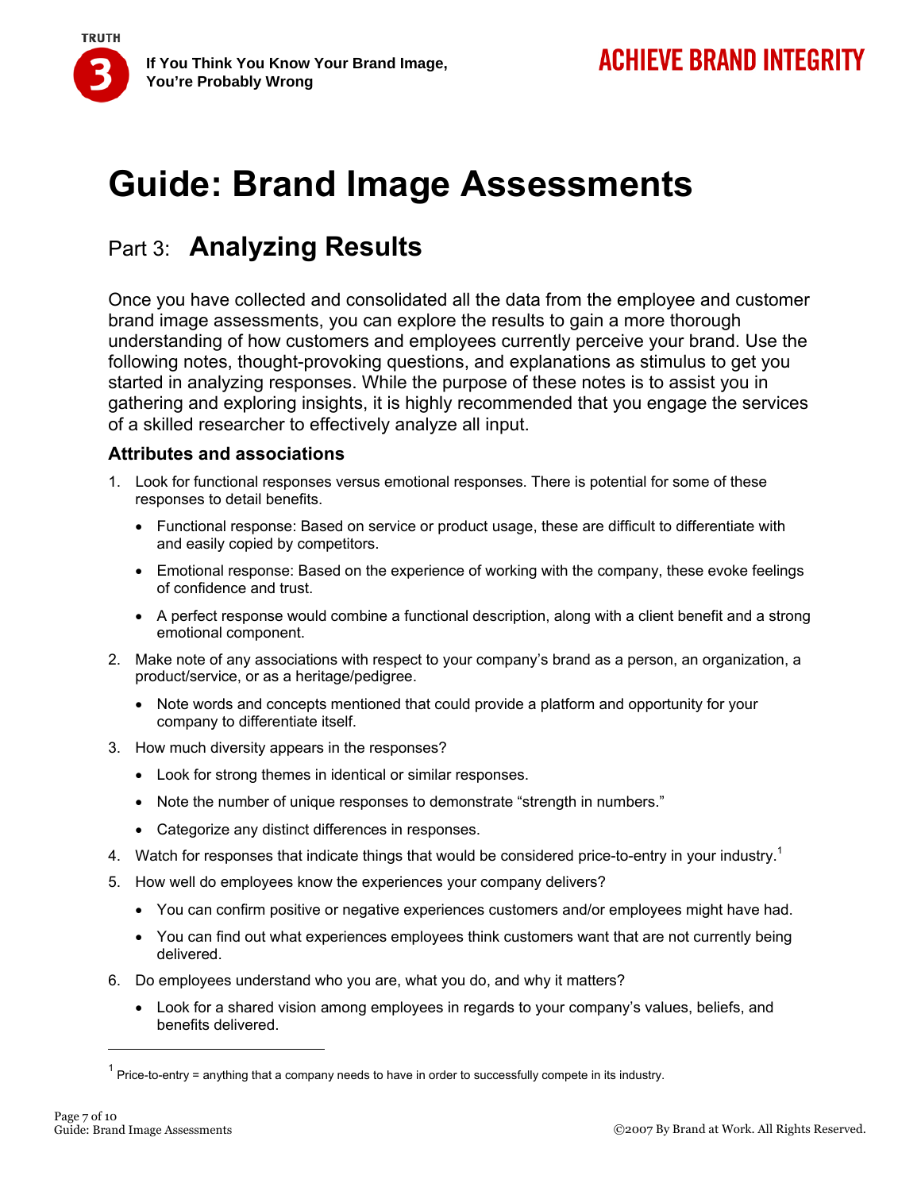# Guide: Brand Image Assessments

## Part 3: Analyzing Results

Once you have collected and consolidated all the data from the employee and customer brand image assessments, you can explore the results to gain a more thorough understanding of how customers and employees currently perceive your brand. Use the following notes, thought-provoking questions, and explanations as stimulus to get you started in analyzing responses. While the purpose of these notes is to assist you in gathering and exploring insights, it is highly recommended that you engage the services of a skilled researcher to effectively analyze all input.

### Attributes and associations

1. Look for functional responses versus emotional responses. There is potential for some of these responses to detail benefits.
   - Functional response: Based on service or product usage, these are difficult to differentiate with and easily copied by competitors.
   - Emotional response: Based on the experience of working with the company, these evoke feelings of confidence and trust.
   - A perfect response would combine a functional description, along with a client benefit and a strong emotional component.
2. Make note of any associations with respect to your company's brand as a person, an organization, a product/service, or as a heritage/pedigree.
   - Note words and concepts mentioned that could provide a platform and opportunity for your company to differentiate itself.
3. How much diversity appears in the responses?
   - Look for strong themes in identical or similar responses.
   - Note the number of unique responses to demonstrate "strength in numbers."
   - Categorize any distinct differences in responses.
4. Watch for responses that indicate things that would be considered price-to-entry in your industry.[1]
5. How well do employees know the experiences your company delivers?
   - You can confirm positive or negative experiences customers and/or employees might have had.
   - You can find out what experiences employees think customers want that are not currently being delivered.
6. Do employees understand who you are, what you do, and why it matters?
   - Look for a shared vision among employees in regards to your company's values, beliefs, and benefits delivered.

---

[1] Price-to-entry = anything that a company needs to have in order to successfully compete in its industry.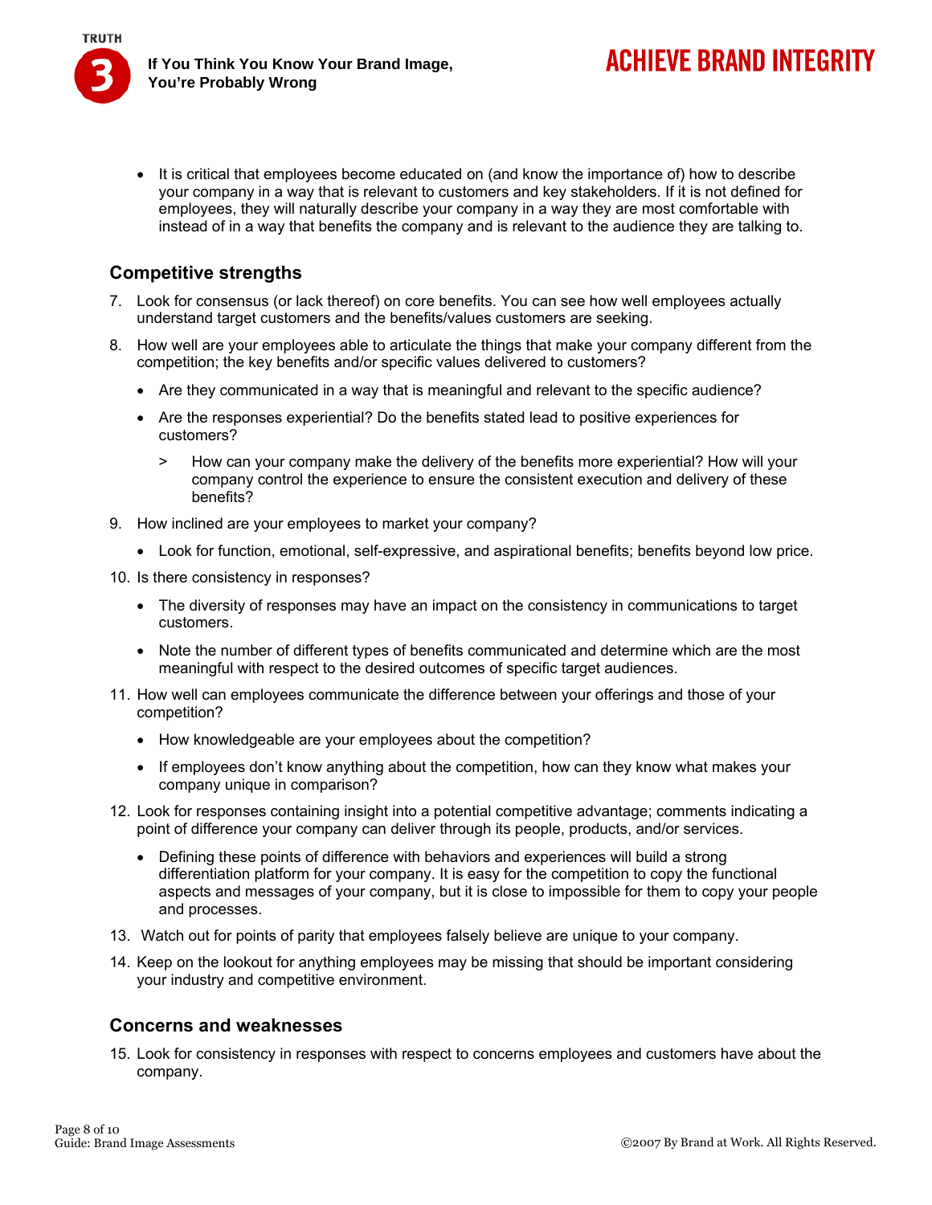- It is critical that employees become educated on (and know the importance of) how to describe your company in a way that is relevant to customers and key stakeholders. If it is not defined for employees, they will naturally describe your company in a way they are most comfortable with instead of in a way that benefits the company and is relevant to the audience they are talking to.

### Competitive strengths

7. Look for consensus (or lack thereof) on core benefits. You can see how well employees actually understand target customers and the benefits/values customers are seeking.
8. How well are your employees able to articulate the things that make your company different from the competition; the key benefits and/or specific values delivered to customers?
   - Are they communicated in a way that is meaningful and relevant to the specific audience?
   - Are the responses experiential? Do the benefits stated lead to positive experiences for customers?
     > How can your company make the delivery of the benefits more experiential? How will your company control the experience to ensure the consistent execution and delivery of these benefits?
9. How inclined are your employees to market your company?
   - Look for function, emotional, self-expressive, and aspirational benefits; benefits beyond low price.
10. Is there consistency in responses?
    - The diversity of responses may have an impact on the consistency in communications to target customers.
    - Note the number of different types of benefits communicated and determine which are the most meaningful with respect to the desired outcomes of specific target audiences.
11. How well can employees communicate the difference between your offerings and those of your competition?
    - How knowledgeable are your employees about the competition?
    - If employees don't know anything about the competition, how can they know what makes your company unique in comparison?
12. Look for responses containing insight into a potential competitive advantage; comments indicating a point of difference your company can deliver through its people, products, and/or services.
    - Defining these points of difference with behaviors and experiences will build a strong differentiation platform for your company. It is easy for the competition to copy the functional aspects and messages of your company, but it is close to impossible for them to copy your people and processes.
13. Watch out for points of parity that employees falsely believe are unique to your company.
14. Keep on the lookout for anything employees may be missing that should be important considering your industry and competitive environment.

### Concerns and weaknesses

15. Look for consistency in responses with respect to concerns employees and customers have about the company.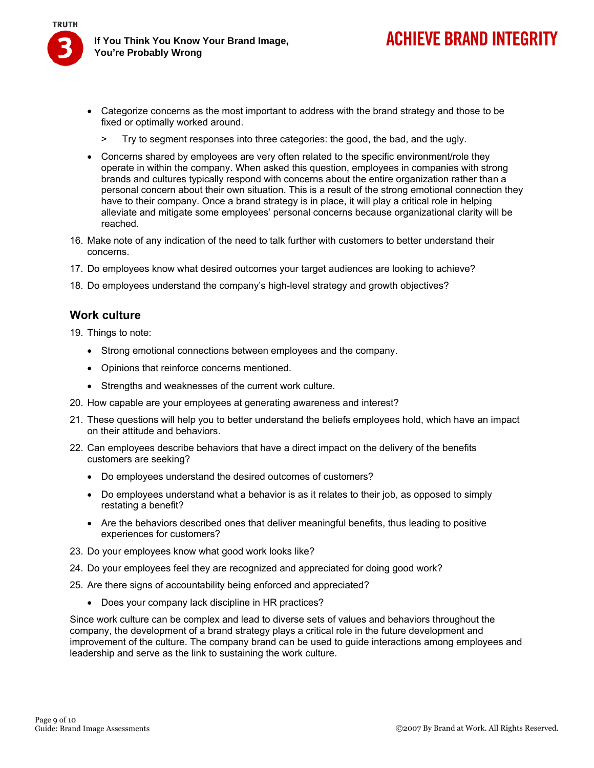- Categorize concerns as the most important to address with the brand strategy and those to be fixed or optimally worked around.
    - > Try to segment responses into three categories: the good, the bad, and the ugly.
- Concerns shared by employees are very often related to the specific environment/role they operate in within the company. When asked this question, employees in companies with strong brands and cultures typically respond with concerns about the entire organization rather than a personal concern about their own situation. This is a result of the strong emotional connection they have to their company. Once a brand strategy is in place, it will play a critical role in helping alleviate and mitigate some employees' personal concerns because organizational clarity will be reached.

16. Make note of any indication of the need to talk further with customers to better understand their concerns.
17. Do employees know what desired outcomes your target audiences are looking to achieve?
18. Do employees understand the company's high-level strategy and growth objectives?

## Work culture

19. Things to note:
    - Strong emotional connections between employees and the company.
    - Opinions that reinforce concerns mentioned.
    - Strengths and weaknesses of the current work culture.
20. How capable are your employees at generating awareness and interest?
21. These questions will help you to better understand the beliefs employees hold, which have an impact on their attitude and behaviors.
22. Can employees describe behaviors that have a direct impact on the delivery of the benefits customers are seeking?
    - Do employees understand the desired outcomes of customers?
    - Do employees understand what a behavior is as it relates to their job, as opposed to simply restating a benefit?
    - Are the behaviors described ones that deliver meaningful benefits, thus leading to positive experiences for customers?
23. Do your employees know what good work looks like?
24. Do your employees feel they are recognized and appreciated for doing good work?
25. Are there signs of accountability being enforced and appreciated?
    - Does your company lack discipline in HR practices?

Since work culture can be complex and lead to diverse sets of values and behaviors throughout the company, the development of a brand strategy plays a critical role in the future development and improvement of the culture. The company brand can be used to guide interactions among employees and leadership and serve as the link to sustaining the work culture.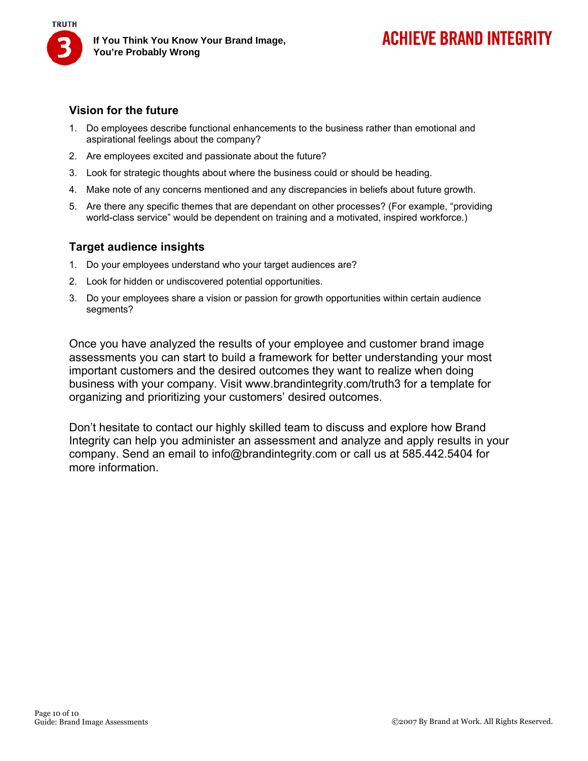### Vision for the future

1. Do employees describe functional enhancements to the business rather than emotional and aspirational feelings about the company?
2. Are employees excited and passionate about the future?
3. Look for strategic thoughts about where the business could or should be heading.
4. Make note of any concerns mentioned and any discrepancies in beliefs about future growth.
5. Are there any specific themes that are dependant on other processes? (For example, "providing world-class service" would be dependent on training and a motivated, inspired workforce.)

### Target audience insights

1. Do your employees understand who your target audiences are?
2. Look for hidden or undiscovered potential opportunities.
3. Do your employees share a vision or passion for growth opportunities within certain audience segments?

Once you have analyzed the results of your employee and customer brand image assessments you can start to build a framework for better understanding your most important customers and the desired outcomes they want to realize when doing business with your company. Visit www.brandintegrity.com/truth3 for a template for organizing and prioritizing your customers' desired outcomes.

Don't hesitate to contact our highly skilled team to discuss and explore how Brand Integrity can help you administer an assessment and analyze and apply results in your company. Send an email to info@brandintegrity.com or call us at 585.442.5404 for more information.